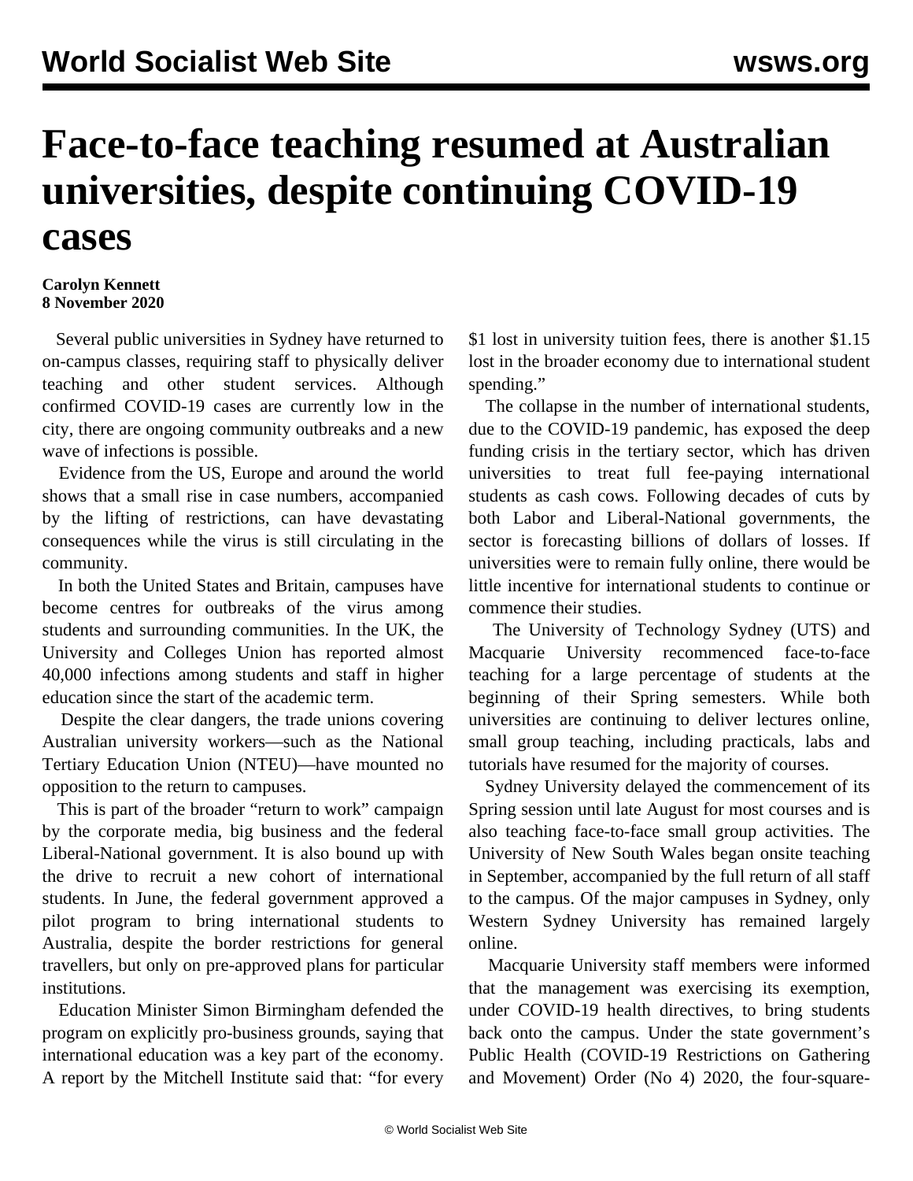# Face-to-face teaching resumed at Australian universities, despite continuing COVID-19 cases

**Carolyn Kennett**
**8 November 2020**

Several public universities in Sydney have returned to on-campus classes, requiring staff to physically deliver teaching and other student services. Although confirmed COVID-19 cases are currently low in the city, there are ongoing community outbreaks and a new wave of infections is possible.

Evidence from the US, Europe and around the world shows that a small rise in case numbers, accompanied by the lifting of restrictions, can have devastating consequences while the virus is still circulating in the community.

In both the United States and Britain, campuses have become centres for outbreaks of the virus among students and surrounding communities. In the UK, the University and Colleges Union has reported almost 40,000 infections among students and staff in higher education since the start of the academic term.

Despite the clear dangers, the trade unions covering Australian university workers—such as the National Tertiary Education Union (NTEU)—have mounted no opposition to the return to campuses.

This is part of the broader "return to work" campaign by the corporate media, big business and the federal Liberal-National government. It is also bound up with the drive to recruit a new cohort of international students. In June, the federal government approved a pilot program to bring international students to Australia, despite the border restrictions for general travellers, but only on pre-approved plans for particular institutions.

Education Minister Simon Birmingham defended the program on explicitly pro-business grounds, saying that international education was a key part of the economy. A report by the Mitchell Institute said that: "for every $1 lost in university tuition fees, there is another $1.15 lost in the broader economy due to international student spending."

The collapse in the number of international students, due to the COVID-19 pandemic, has exposed the deep funding crisis in the tertiary sector, which has driven universities to treat full fee-paying international students as cash cows. Following decades of cuts by both Labor and Liberal-National governments, the sector is forecasting billions of dollars of losses. If universities were to remain fully online, there would be little incentive for international students to continue or commence their studies.

The University of Technology Sydney (UTS) and Macquarie University recommenced face-to-face teaching for a large percentage of students at the beginning of their Spring semesters. While both universities are continuing to deliver lectures online, small group teaching, including practicals, labs and tutorials have resumed for the majority of courses.

Sydney University delayed the commencement of its Spring session until late August for most courses and is also teaching face-to-face small group activities. The University of New South Wales began onsite teaching in September, accompanied by the full return of all staff to the campus. Of the major campuses in Sydney, only Western Sydney University has remained largely online.

Macquarie University staff members were informed that the management was exercising its exemption, under COVID-19 health directives, to bring students back onto the campus. Under the state government's Public Health (COVID-19 Restrictions on Gathering and Movement) Order (No 4) 2020, the four-square-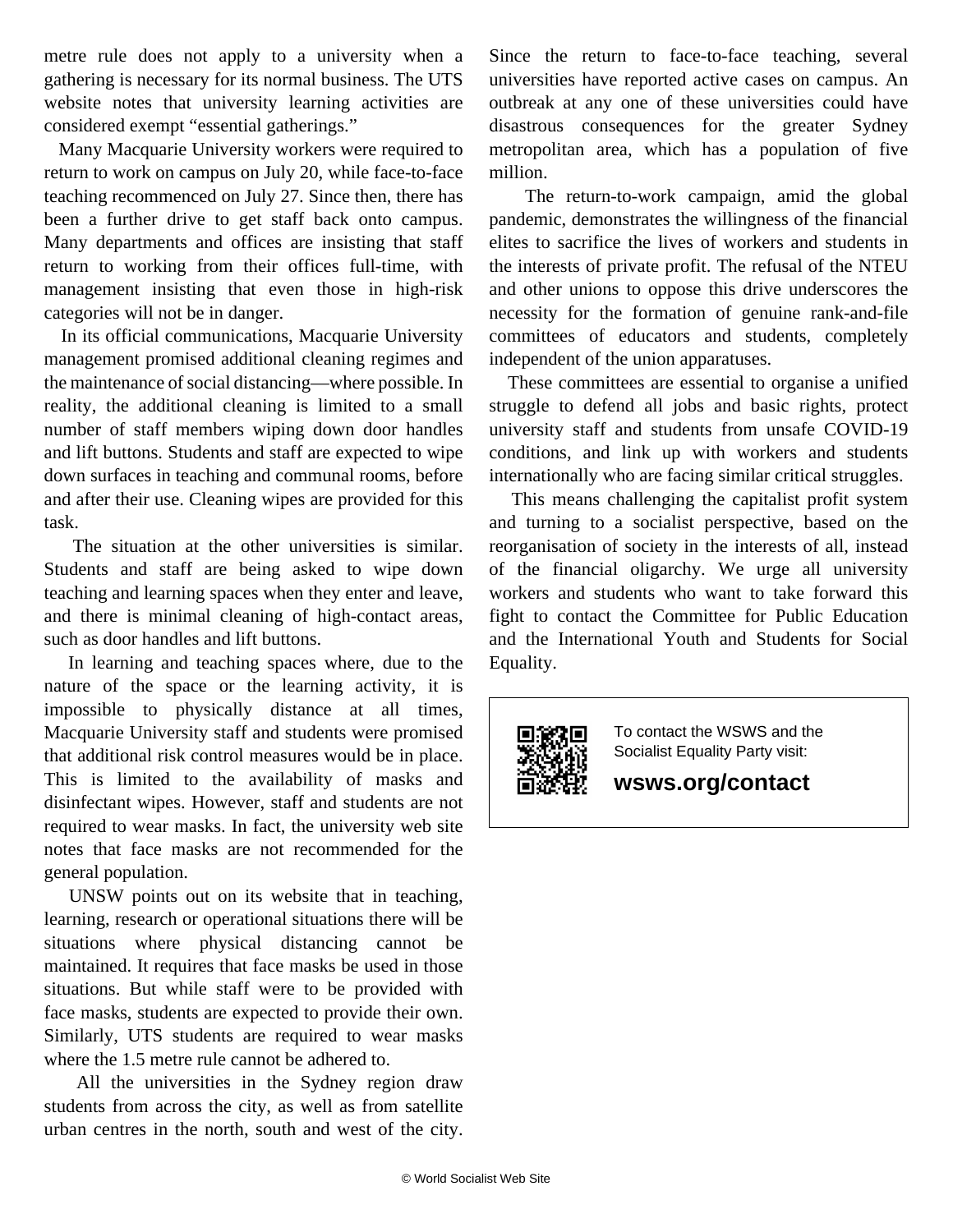metre rule does not apply to a university when a gathering is necessary for its normal business. The UTS website notes that university learning activities are considered exempt "essential gatherings."

Many Macquarie University workers were required to return to work on campus on July 20, while face-to-face teaching recommenced on July 27. Since then, there has been a further drive to get staff back onto campus. Many departments and offices are insisting that staff return to working from their offices full-time, with management insisting that even those in high-risk categories will not be in danger.

In its official communications, Macquarie University management promised additional cleaning regimes and the maintenance of social distancing—where possible. In reality, the additional cleaning is limited to a small number of staff members wiping down door handles and lift buttons. Students and staff are expected to wipe down surfaces in teaching and communal rooms, before and after their use. Cleaning wipes are provided for this task.

The situation at the other universities is similar. Students and staff are being asked to wipe down teaching and learning spaces when they enter and leave, and there is minimal cleaning of high-contact areas, such as door handles and lift buttons.

In learning and teaching spaces where, due to the nature of the space or the learning activity, it is impossible to physically distance at all times, Macquarie University staff and students were promised that additional risk control measures would be in place. This is limited to the availability of masks and disinfectant wipes. However, staff and students are not required to wear masks. In fact, the university web site notes that face masks are not recommended for the general population.

UNSW points out on its website that in teaching, learning, research or operational situations there will be situations where physical distancing cannot be maintained. It requires that face masks be used in those situations. But while staff were to be provided with face masks, students are expected to provide their own. Similarly, UTS students are required to wear masks where the 1.5 metre rule cannot be adhered to.

All the universities in the Sydney region draw students from across the city, as well as from satellite urban centres in the north, south and west of the city. Since the return to face-to-face teaching, several universities have reported active cases on campus. An outbreak at any one of these universities could have disastrous consequences for the greater Sydney metropolitan area, which has a population of five million.

The return-to-work campaign, amid the global pandemic, demonstrates the willingness of the financial elites to sacrifice the lives of workers and students in the interests of private profit. The refusal of the NTEU and other unions to oppose this drive underscores the necessity for the formation of genuine rank-and-file committees of educators and students, completely independent of the union apparatuses.

These committees are essential to organise a unified struggle to defend all jobs and basic rights, protect university staff and students from unsafe COVID-19 conditions, and link up with workers and students internationally who are facing similar critical struggles.

This means challenging the capitalist profit system and turning to a socialist perspective, based on the reorganisation of society in the interests of all, instead of the financial oligarchy. We urge all university workers and students who want to take forward this fight to contact the Committee for Public Education and the International Youth and Students for Social Equality.

To contact the WSWS and the Socialist Equality Party visit:

**wsws.org/contact**